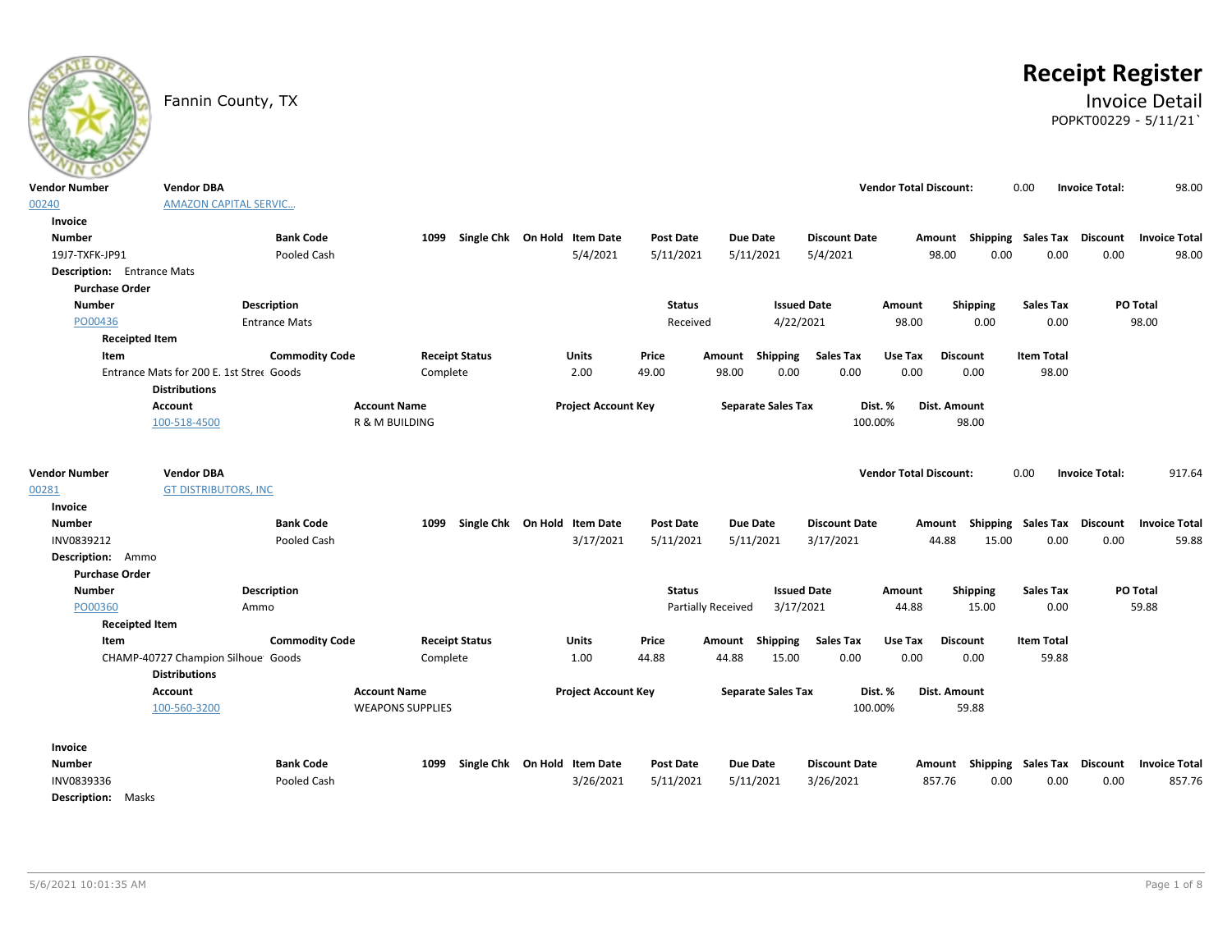Fannin County, TX

# Receipt Register

## Invoice Detail

POPKT00229 - 5/11/21`

| Vendor Number | Vendor DBA | Vendor Total Discount: | Invoice Total: |
|---|---|---|---|
| 00240 | AMAZON CAPITAL SERVIC... | 0.00 | 98.00 |

**Invoice**

| Number | Bank Code | 1099 | Single Chk | On Hold | Item Date | Post Date | Due Date | Discount Date | Amount | Shipping | Sales Tax | Discount | Invoice Total |
|---|---|---|---|---|---|---|---|---|---|---|---|---|---|
| 19J7-TXFK-JP91 | Pooled Cash | | | | 5/4/2021 | 5/11/2021 | 5/11/2021 | 5/4/2021 | 98.00 | 0.00 | 0.00 | 0.00 | 98.00 |

**Description:** Entrance Mats

**Purchase Order**

| Number | Description | Status | Issued Date | Amount | Shipping | Sales Tax | PO Total |
|---|---|---|---|---|---|---|---|
| PO00436 | Entrance Mats | Received | 4/22/2021 | 98.00 | 0.00 | 0.00 | 98.00 |

**Receipted Item**

| Item | Commodity Code | Receipt Status | Units | Price | Amount | Shipping | Sales Tax | Use Tax | Discount | Item Total |
|---|---|---|---|---|---|---|---|---|---|---|
| Entrance Mats for 200 E. 1st Stree | Goods | Complete | 2.00 | 49.00 | 98.00 | 0.00 | 0.00 | 0.00 | 0.00 | 98.00 |

**Distributions**

| Account | Account Name | Project Account Key | Separate Sales Tax | Dist. % | Dist. Amount |
|---|---|---|---|---|---|
| 100-518-4500 | R & M BUILDING | | | 100.00% | 98.00 |

| Vendor Number | Vendor DBA | Vendor Total Discount: | Invoice Total: |
|---|---|---|---|
| 00281 | GT DISTRIBUTORS, INC | 0.00 | 917.64 |

**Invoice**

| Number | Bank Code | 1099 | Single Chk | On Hold | Item Date | Post Date | Due Date | Discount Date | Amount | Shipping | Sales Tax | Discount | Invoice Total |
|---|---|---|---|---|---|---|---|---|---|---|---|---|---|
| INV0839212 | Pooled Cash | | | | 3/17/2021 | 5/11/2021 | 5/11/2021 | 3/17/2021 | 44.88 | 15.00 | 0.00 | 0.00 | 59.88 |

**Description:** Ammo

**Purchase Order**

| Number | Description | Status | Issued Date | Amount | Shipping | Sales Tax | PO Total |
|---|---|---|---|---|---|---|---|
| PO00360 | Ammo | Partially Received | 3/17/2021 | 44.88 | 15.00 | 0.00 | 59.88 |

**Receipted Item**

| Item | Commodity Code | Receipt Status | Units | Price | Amount | Shipping | Sales Tax | Use Tax | Discount | Item Total |
|---|---|---|---|---|---|---|---|---|---|---|
| CHAMP-40727 Champion Silhoue | Goods | Complete | 1.00 | 44.88 | 44.88 | 15.00 | 0.00 | 0.00 | 0.00 | 59.88 |

**Distributions**

| Account | Account Name | Project Account Key | Separate Sales Tax | Dist. % | Dist. Amount |
|---|---|---|---|---|---|
| 100-560-3200 | WEAPONS SUPPLIES | | | 100.00% | 59.88 |

**Invoice**

| Number | Bank Code | 1099 | Single Chk | On Hold | Item Date | Post Date | Due Date | Discount Date | Amount | Shipping | Sales Tax | Discount | Invoice Total |
|---|---|---|---|---|---|---|---|---|---|---|---|---|---|
| INV0839336 | Pooled Cash | | | | 3/26/2021 | 5/11/2021 | 5/11/2021 | 3/26/2021 | 857.76 | 0.00 | 0.00 | 0.00 | 857.76 |

**Description:** Masks

5/6/2021 10:01:35 AM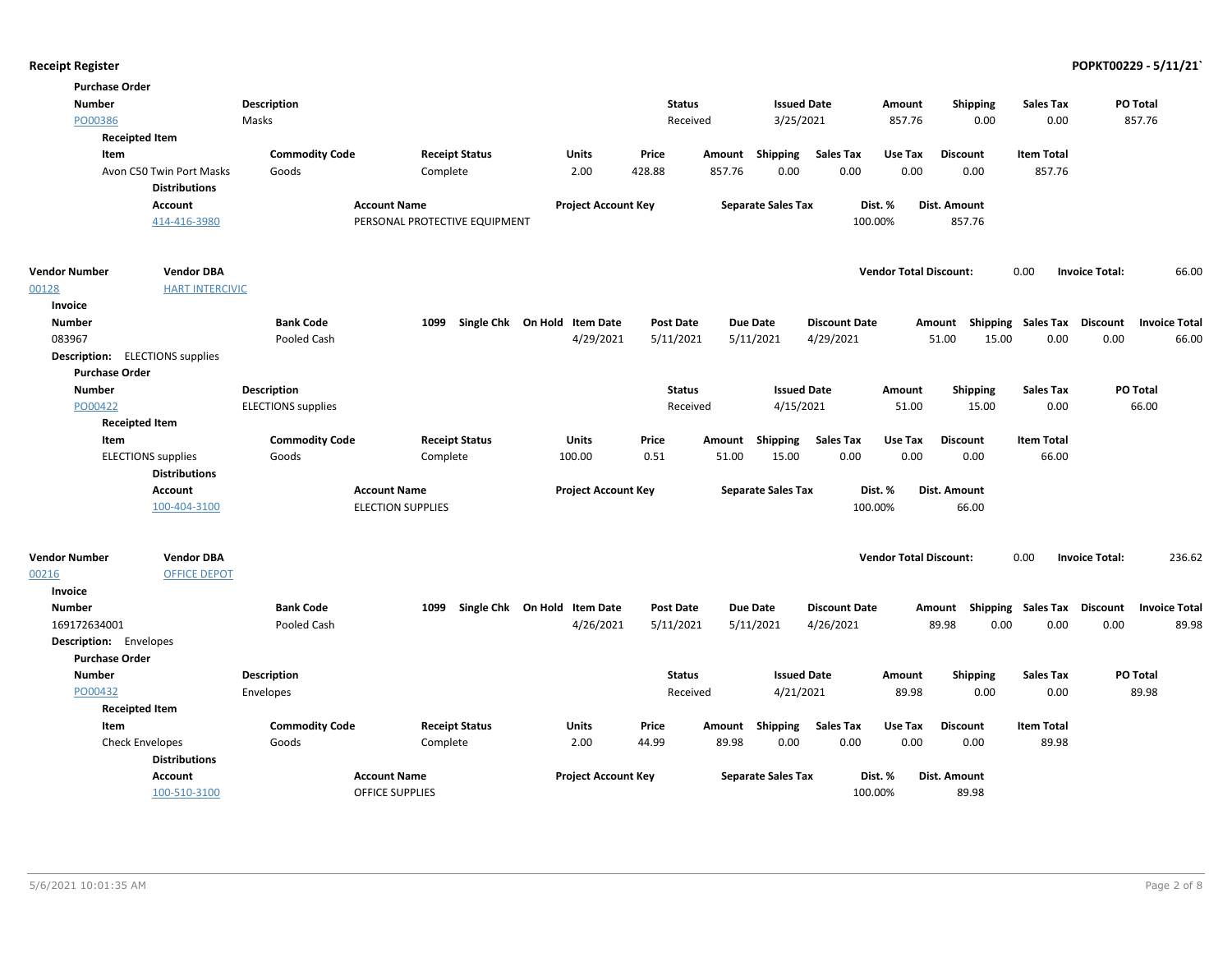**Receipt Register** — **POPKT00229 - 5/11/21`**

**Purchase Order**

| Number | Description | Status | Issued Date | Amount | Shipping | Sales Tax | PO Total |
|---|---|---|---|---|---|---|---|
| PO00386 | Masks | Received | 3/25/2021 | 857.76 | 0.00 | 0.00 | 857.76 |

**Receipted Item**

| Item | Commodity Code | Receipt Status | Units | Price | Amount | Shipping | Sales Tax | Use Tax | Discount | Item Total |
|---|---|---|---|---|---|---|---|---|---|---|
| Avon C50 Twin Port Masks | Goods | Complete | 2.00 | 428.88 | 857.76 | 0.00 | 0.00 | 0.00 | 0.00 | 857.76 |

**Distributions**

| Account | Account Name | Project Account Key | Separate Sales Tax | Dist. % | Dist. Amount |
|---|---|---|---|---|---|
| 414-416-3980 | PERSONAL PROTECTIVE EQUIPMENT | | | 100.00% | 857.76 |

| Vendor Number | Vendor DBA | Vendor Total Discount: | 0.00 | Invoice Total: | 66.00 |
|---|---|---|---|---|---|
| 00128 | HART INTERCIVIC | | | | |

**Invoice**

| Number | Bank Code | 1099 | Single Chk | On Hold | Item Date | Post Date | Due Date | Discount Date | Amount | Shipping | Sales Tax | Discount | Invoice Total |
|---|---|---|---|---|---|---|---|---|---|---|---|---|---|
| 083967 | Pooled Cash | | | | 4/29/2021 | 5/11/2021 | 5/11/2021 | 4/29/2021 | 51.00 | 15.00 | 0.00 | 0.00 | 66.00 |

**Description:** ELECTIONS supplies

**Purchase Order**

| Number | Description | Status | Issued Date | Amount | Shipping | Sales Tax | PO Total |
|---|---|---|---|---|---|---|---|
| PO00422 | ELECTIONS supplies | Received | 4/15/2021 | 51.00 | 15.00 | 0.00 | 66.00 |

**Receipted Item**

| Item | Commodity Code | Receipt Status | Units | Price | Amount | Shipping | Sales Tax | Use Tax | Discount | Item Total |
|---|---|---|---|---|---|---|---|---|---|---|
| ELECTIONS supplies | Goods | Complete | 100.00 | 0.51 | 51.00 | 15.00 | 0.00 | 0.00 | 0.00 | 66.00 |

**Distributions**

| Account | Account Name | Project Account Key | Separate Sales Tax | Dist. % | Dist. Amount |
|---|---|---|---|---|---|
| 100-404-3100 | ELECTION SUPPLIES | | | 100.00% | 66.00 |

| Vendor Number | Vendor DBA | Vendor Total Discount: | 0.00 | Invoice Total: | 236.62 |
|---|---|---|---|---|---|
| 00216 | OFFICE DEPOT | | | | |

**Invoice**

| Number | Bank Code | 1099 | Single Chk | On Hold | Item Date | Post Date | Due Date | Discount Date | Amount | Shipping | Sales Tax | Discount | Invoice Total |
|---|---|---|---|---|---|---|---|---|---|---|---|---|---|
| 169172634001 | Pooled Cash | | | | 4/26/2021 | 5/11/2021 | 5/11/2021 | 4/26/2021 | 89.98 | 0.00 | 0.00 | 0.00 | 89.98 |

**Description:** Envelopes

**Purchase Order**

| Number | Description | Status | Issued Date | Amount | Shipping | Sales Tax | PO Total |
|---|---|---|---|---|---|---|---|
| PO00432 | Envelopes | Received | 4/21/2021 | 89.98 | 0.00 | 0.00 | 89.98 |

**Receipted Item**

| Item | Commodity Code | Receipt Status | Units | Price | Amount | Shipping | Sales Tax | Use Tax | Discount | Item Total |
|---|---|---|---|---|---|---|---|---|---|---|
| Check Envelopes | Goods | Complete | 2.00 | 44.99 | 89.98 | 0.00 | 0.00 | 0.00 | 0.00 | 89.98 |

**Distributions**

| Account | Account Name | Project Account Key | Separate Sales Tax | Dist. % | Dist. Amount |
|---|---|---|---|---|---|
| 100-510-3100 | OFFICE SUPPLIES | | | 100.00% | 89.98 |

5/6/2021 10:01:35 AM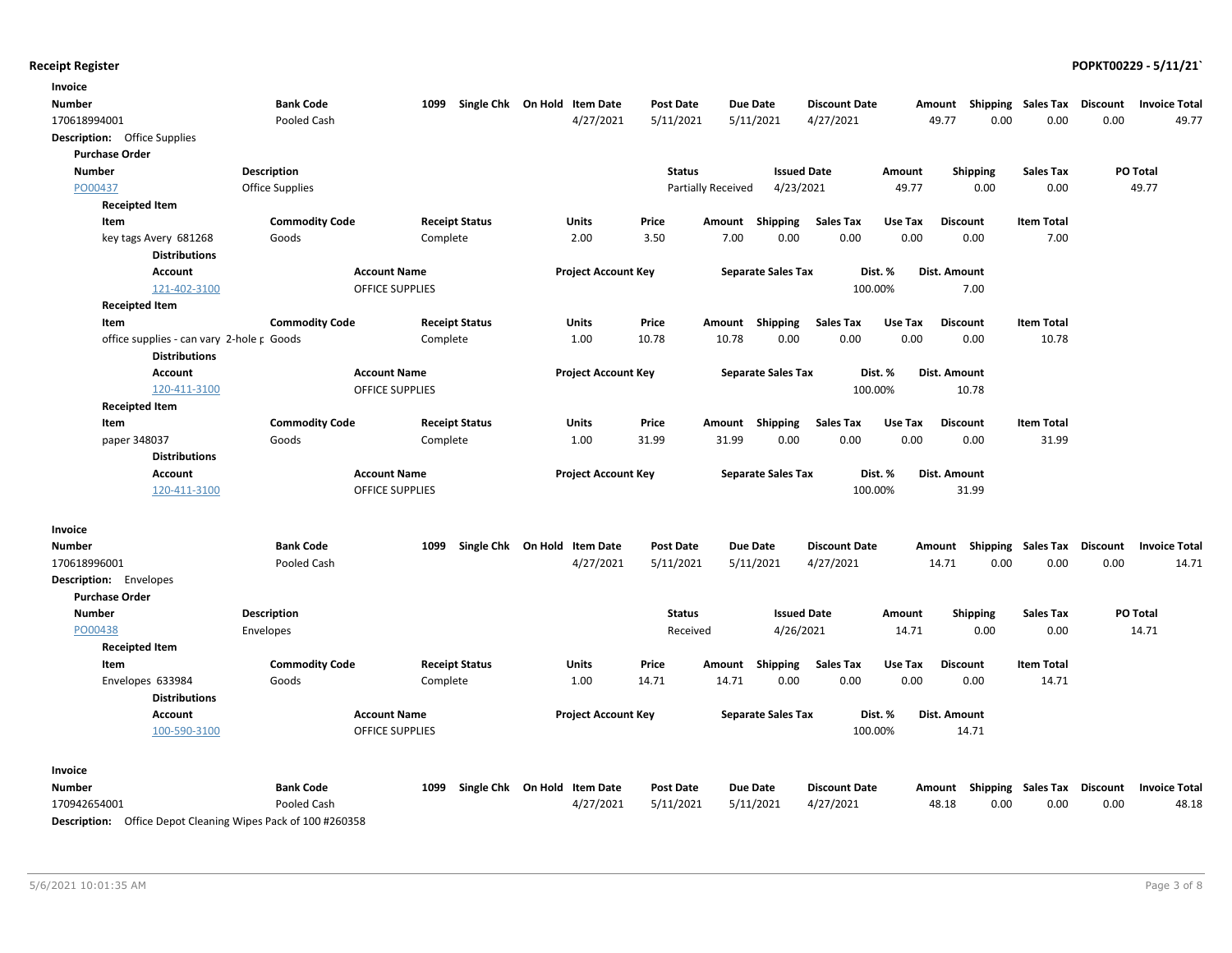**Receipt Register** **POPKT00229 - 5/11/21`**

**Invoice**

| Number | Bank Code | 1099 | Single Chk | On Hold | Item Date | Post Date | Due Date | Discount Date | Amount | Shipping | Sales Tax | Discount | Invoice Total |
|---|---|---|---|---|---|---|---|---|---|---|---|---|---|
| 170618994001 | Pooled Cash | | | | 4/27/2021 | 5/11/2021 | 5/11/2021 | 4/27/2021 | 49.77 | 0.00 | 0.00 | 0.00 | 49.77 |

**Description:** Office Supplies

**Purchase Order**

| Number | Description | Status | Issued Date | Amount | Shipping | Sales Tax | PO Total |
|---|---|---|---|---|---|---|---|
| PO00437 | Office Supplies | Partially Received | 4/23/2021 | 49.77 | 0.00 | 0.00 | 49.77 |

**Receipted Item**

| Item | Commodity Code | Receipt Status | Units | Price | Amount | Shipping | Sales Tax | Use Tax | Discount | Item Total |
|---|---|---|---|---|---|---|---|---|---|---|
| key tags Avery 681268 | Goods | Complete | 2.00 | 3.50 | 7.00 | 0.00 | 0.00 | 0.00 | 0.00 | 7.00 |

**Distributions**

| Account | Account Name | Project Account Key | Separate Sales Tax | Dist. % | Dist. Amount |
|---|---|---|---|---|---|
| 121-402-3100 | OFFICE SUPPLIES | | | 100.00% | 7.00 |

**Receipted Item**

| Item | Commodity Code | Receipt Status | Units | Price | Amount | Shipping | Sales Tax | Use Tax | Discount | Item Total |
|---|---|---|---|---|---|---|---|---|---|---|
| office supplies - can vary 2-hole p | Goods | Complete | 1.00 | 10.78 | 10.78 | 0.00 | 0.00 | 0.00 | 0.00 | 10.78 |

**Distributions**

| Account | Account Name | Project Account Key | Separate Sales Tax | Dist. % | Dist. Amount |
|---|---|---|---|---|---|
| 120-411-3100 | OFFICE SUPPLIES | | | 100.00% | 10.78 |

**Receipted Item**

| Item | Commodity Code | Receipt Status | Units | Price | Amount | Shipping | Sales Tax | Use Tax | Discount | Item Total |
|---|---|---|---|---|---|---|---|---|---|---|
| paper 348037 | Goods | Complete | 1.00 | 31.99 | 31.99 | 0.00 | 0.00 | 0.00 | 0.00 | 31.99 |

**Distributions**

| Account | Account Name | Project Account Key | Separate Sales Tax | Dist. % | Dist. Amount |
|---|---|---|---|---|---|
| 120-411-3100 | OFFICE SUPPLIES | | | 100.00% | 31.99 |

**Invoice**

| Number | Bank Code | 1099 | Single Chk | On Hold | Item Date | Post Date | Due Date | Discount Date | Amount | Shipping | Sales Tax | Discount | Invoice Total |
|---|---|---|---|---|---|---|---|---|---|---|---|---|---|
| 170618996001 | Pooled Cash | | | | 4/27/2021 | 5/11/2021 | 5/11/2021 | 4/27/2021 | 14.71 | 0.00 | 0.00 | 0.00 | 14.71 |

**Description:** Envelopes

**Purchase Order**

| Number | Description | Status | Issued Date | Amount | Shipping | Sales Tax | PO Total |
|---|---|---|---|---|---|---|---|
| PO00438 | Envelopes | Received | 4/26/2021 | 14.71 | 0.00 | 0.00 | 14.71 |

**Receipted Item**

| Item | Commodity Code | Receipt Status | Units | Price | Amount | Shipping | Sales Tax | Use Tax | Discount | Item Total |
|---|---|---|---|---|---|---|---|---|---|---|
| Envelopes 633984 | Goods | Complete | 1.00 | 14.71 | 14.71 | 0.00 | 0.00 | 0.00 | 0.00 | 14.71 |

**Distributions**

| Account | Account Name | Project Account Key | Separate Sales Tax | Dist. % | Dist. Amount |
|---|---|---|---|---|---|
| 100-590-3100 | OFFICE SUPPLIES | | | 100.00% | 14.71 |

**Invoice**

| Number | Bank Code | 1099 | Single Chk | On Hold | Item Date | Post Date | Due Date | Discount Date | Amount | Shipping | Sales Tax | Discount | Invoice Total |
|---|---|---|---|---|---|---|---|---|---|---|---|---|---|
| 170942654001 | Pooled Cash | | | | 4/27/2021 | 5/11/2021 | 5/11/2021 | 4/27/2021 | 48.18 | 0.00 | 0.00 | 0.00 | 48.18 |

**Description:** Office Depot Cleaning Wipes Pack of 100 #260358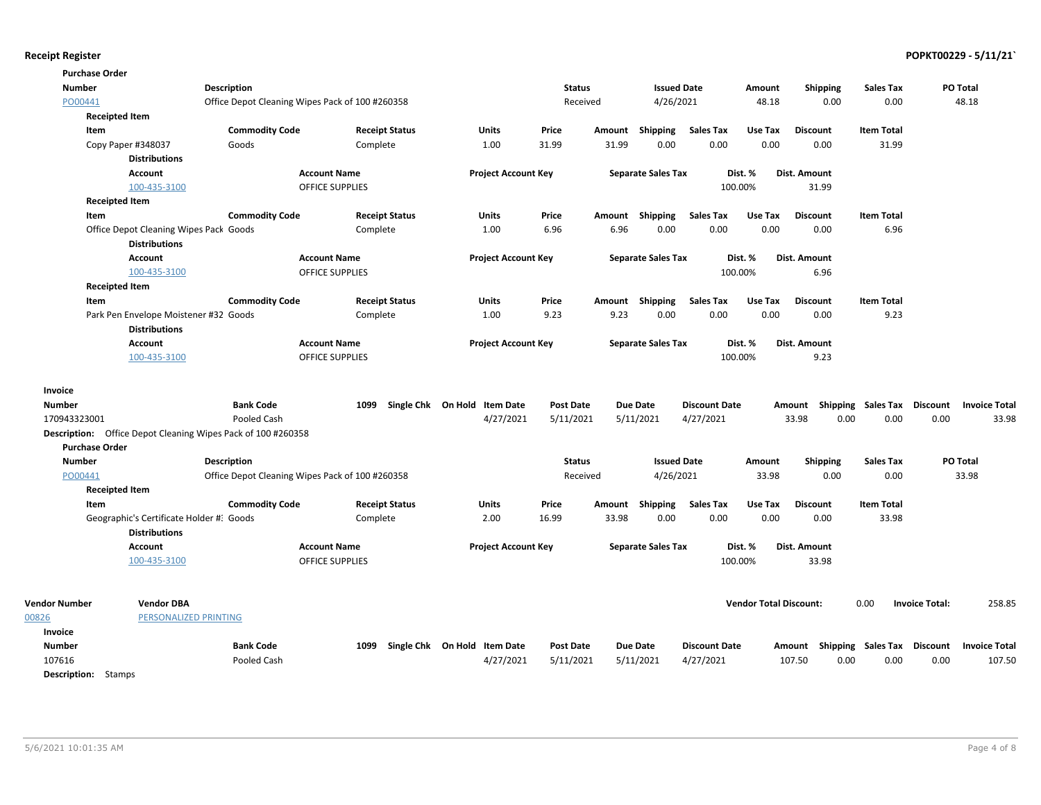**Purchase Order**

| Number | Description | Status | Issued Date | Amount | Shipping | Sales Tax | PO Total |
|---|---|---|---|---|---|---|---|
| PO00441 | Office Depot Cleaning Wipes Pack of 100 #260358 | Received | 4/26/2021 | 48.18 | 0.00 | 0.00 | 48.18 |

**Receipted Item**

| Item | Commodity Code | Receipt Status | Units | Price | Amount | Shipping | Sales Tax | Use Tax | Discount | Item Total |
|---|---|---|---|---|---|---|---|---|---|---|
| Copy Paper #348037 | Goods | Complete | 1.00 | 31.99 | 31.99 | 0.00 | 0.00 | 0.00 | 0.00 | 31.99 |

**Distributions**

| Account | Account Name | Project Account Key | Separate Sales Tax | Dist. % | Dist. Amount |
|---|---|---|---|---|---|
| 100-435-3100 | OFFICE SUPPLIES | | | 100.00% | 31.99 |

**Receipted Item**

| Item | Commodity Code | Receipt Status | Units | Price | Amount | Shipping | Sales Tax | Use Tax | Discount | Item Total |
|---|---|---|---|---|---|---|---|---|---|---|
| Office Depot Cleaning Wipes Pack | Goods | Complete | 1.00 | 6.96 | 6.96 | 0.00 | 0.00 | 0.00 | 0.00 | 6.96 |

**Distributions**

| Account | Account Name | Project Account Key | Separate Sales Tax | Dist. % | Dist. Amount |
|---|---|---|---|---|---|
| 100-435-3100 | OFFICE SUPPLIES | | | 100.00% | 6.96 |

**Receipted Item**

| Item | Commodity Code | Receipt Status | Units | Price | Amount | Shipping | Sales Tax | Use Tax | Discount | Item Total |
|---|---|---|---|---|---|---|---|---|---|---|
| Park Pen Envelope Moistener #32 | Goods | Complete | 1.00 | 9.23 | 9.23 | 0.00 | 0.00 | 0.00 | 0.00 | 9.23 |

**Distributions**

| Account | Account Name | Project Account Key | Separate Sales Tax | Dist. % | Dist. Amount |
|---|---|---|---|---|---|
| 100-435-3100 | OFFICE SUPPLIES | | | 100.00% | 9.23 |

**Invoice**

| Number | Bank Code | 1099 | Single Chk | On Hold | Item Date | Post Date | Due Date | Discount Date | Amount | Shipping | Sales Tax | Discount | Invoice Total |
|---|---|---|---|---|---|---|---|---|---|---|---|---|---|
| 170943323001 | Pooled Cash | | | | 4/27/2021 | 5/11/2021 | 5/11/2021 | 4/27/2021 | 33.98 | 0.00 | 0.00 | 0.00 | 33.98 |

**Description:** Office Depot Cleaning Wipes Pack of 100 #260358

**Purchase Order**

| Number | Description | Status | Issued Date | Amount | Shipping | Sales Tax | PO Total |
|---|---|---|---|---|---|---|---|
| PO00441 | Office Depot Cleaning Wipes Pack of 100 #260358 | Received | 4/26/2021 | 33.98 | 0.00 | 0.00 | 33.98 |

**Receipted Item**

| Item | Commodity Code | Receipt Status | Units | Price | Amount | Shipping | Sales Tax | Use Tax | Discount | Item Total |
|---|---|---|---|---|---|---|---|---|---|---|
| Geographic's Certificate Holder #: | Goods | Complete | 2.00 | 16.99 | 33.98 | 0.00 | 0.00 | 0.00 | 0.00 | 33.98 |

**Distributions**

| Account | Account Name | Project Account Key | Separate Sales Tax | Dist. % | Dist. Amount |
|---|---|---|---|---|---|
| 100-435-3100 | OFFICE SUPPLIES | | | 100.00% | 33.98 |

**Vendor Total Discount:** 0.00 **Invoice Total:** 258.85

| Vendor Number | Vendor DBA |
|---|---|
| 00826 | PERSONALIZED PRINTING |

**Invoice**

| Number | Bank Code | 1099 | Single Chk | On Hold | Item Date | Post Date | Due Date | Discount Date | Amount | Shipping | Sales Tax | Discount | Invoice Total |
|---|---|---|---|---|---|---|---|---|---|---|---|---|---|
| 107616 | Pooled Cash | | | | 4/27/2021 | 5/11/2021 | 5/11/2021 | 4/27/2021 | 107.50 | 0.00 | 0.00 | 0.00 | 107.50 |

**Description:** Stamps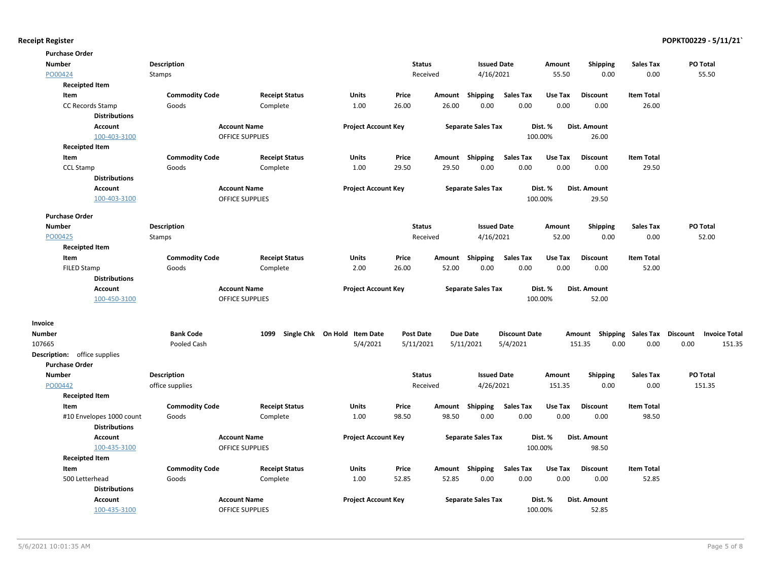**Purchase Order**

| Number | Description | Status | Issued Date | Amount | Shipping | Sales Tax | PO Total |
|---|---|---|---|---|---|---|---|
| PO00424 | Stamps | Received | 4/16/2021 | 55.50 | 0.00 | 0.00 | 55.50 |

**Receipted Item**

| Item | Commodity Code | Receipt Status | Units | Price | Amount | Shipping | Sales Tax | Use Tax | Discount | Item Total |
|---|---|---|---|---|---|---|---|---|---|---|
| CC Records Stamp | Goods | Complete | 1.00 | 26.00 | 26.00 | 0.00 | 0.00 | 0.00 | 0.00 | 26.00 |

**Distributions**

| Account | Account Name | Project Account Key | Separate Sales Tax | Dist. % | Dist. Amount |
|---|---|---|---|---|---|
| 100-403-3100 | OFFICE SUPPLIES | | | 100.00% | 26.00 |

**Receipted Item**

| Item | Commodity Code | Receipt Status | Units | Price | Amount | Shipping | Sales Tax | Use Tax | Discount | Item Total |
|---|---|---|---|---|---|---|---|---|---|---|
| CCL Stamp | Goods | Complete | 1.00 | 29.50 | 29.50 | 0.00 | 0.00 | 0.00 | 0.00 | 29.50 |

**Distributions**

| Account | Account Name | Project Account Key | Separate Sales Tax | Dist. % | Dist. Amount |
|---|---|---|---|---|---|
| 100-403-3100 | OFFICE SUPPLIES | | | 100.00% | 29.50 |

**Purchase Order**

| Number | Description | Status | Issued Date | Amount | Shipping | Sales Tax | PO Total |
|---|---|---|---|---|---|---|---|
| PO00425 | Stamps | Received | 4/16/2021 | 52.00 | 0.00 | 0.00 | 52.00 |

**Receipted Item**

| Item | Commodity Code | Receipt Status | Units | Price | Amount | Shipping | Sales Tax | Use Tax | Discount | Item Total |
|---|---|---|---|---|---|---|---|---|---|---|
| FILED Stamp | Goods | Complete | 2.00 | 26.00 | 52.00 | 0.00 | 0.00 | 0.00 | 0.00 | 52.00 |

**Distributions**

| Account | Account Name | Project Account Key | Separate Sales Tax | Dist. % | Dist. Amount |
|---|---|---|---|---|---|
| 100-450-3100 | OFFICE SUPPLIES | | | 100.00% | 52.00 |

**Invoice**

| Number | Bank Code | 1099 | Single Chk | On Hold | Item Date | Post Date | Due Date | Discount Date | Amount | Shipping | Sales Tax | Discount | Invoice Total |
|---|---|---|---|---|---|---|---|---|---|---|---|---|---|
| 107665 | Pooled Cash | | | | 5/4/2021 | 5/11/2021 | 5/11/2021 | 5/4/2021 | 151.35 | 0.00 | 0.00 | 0.00 | 151.35 |

**Description:** office supplies

**Purchase Order**

| Number | Description | Status | Issued Date | Amount | Shipping | Sales Tax | PO Total |
|---|---|---|---|---|---|---|---|
| PO00442 | office supplies | Received | 4/26/2021 | 151.35 | 0.00 | 0.00 | 151.35 |

**Receipted Item**

| Item | Commodity Code | Receipt Status | Units | Price | Amount | Shipping | Sales Tax | Use Tax | Discount | Item Total |
|---|---|---|---|---|---|---|---|---|---|---|
| #10 Envelopes 1000 count | Goods | Complete | 1.00 | 98.50 | 98.50 | 0.00 | 0.00 | 0.00 | 0.00 | 98.50 |

**Distributions**

| Account | Account Name | Project Account Key | Separate Sales Tax | Dist. % | Dist. Amount |
|---|---|---|---|---|---|
| 100-435-3100 | OFFICE SUPPLIES | | | 100.00% | 98.50 |

**Receipted Item**

| Item | Commodity Code | Receipt Status | Units | Price | Amount | Shipping | Sales Tax | Use Tax | Discount | Item Total |
|---|---|---|---|---|---|---|---|---|---|---|
| 500 Letterhead | Goods | Complete | 1.00 | 52.85 | 52.85 | 0.00 | 0.00 | 0.00 | 0.00 | 52.85 |

**Distributions**

| Account | Account Name | Project Account Key | Separate Sales Tax | Dist. % | Dist. Amount |
|---|---|---|---|---|---|
| 100-435-3100 | OFFICE SUPPLIES | | | 100.00% | 52.85 |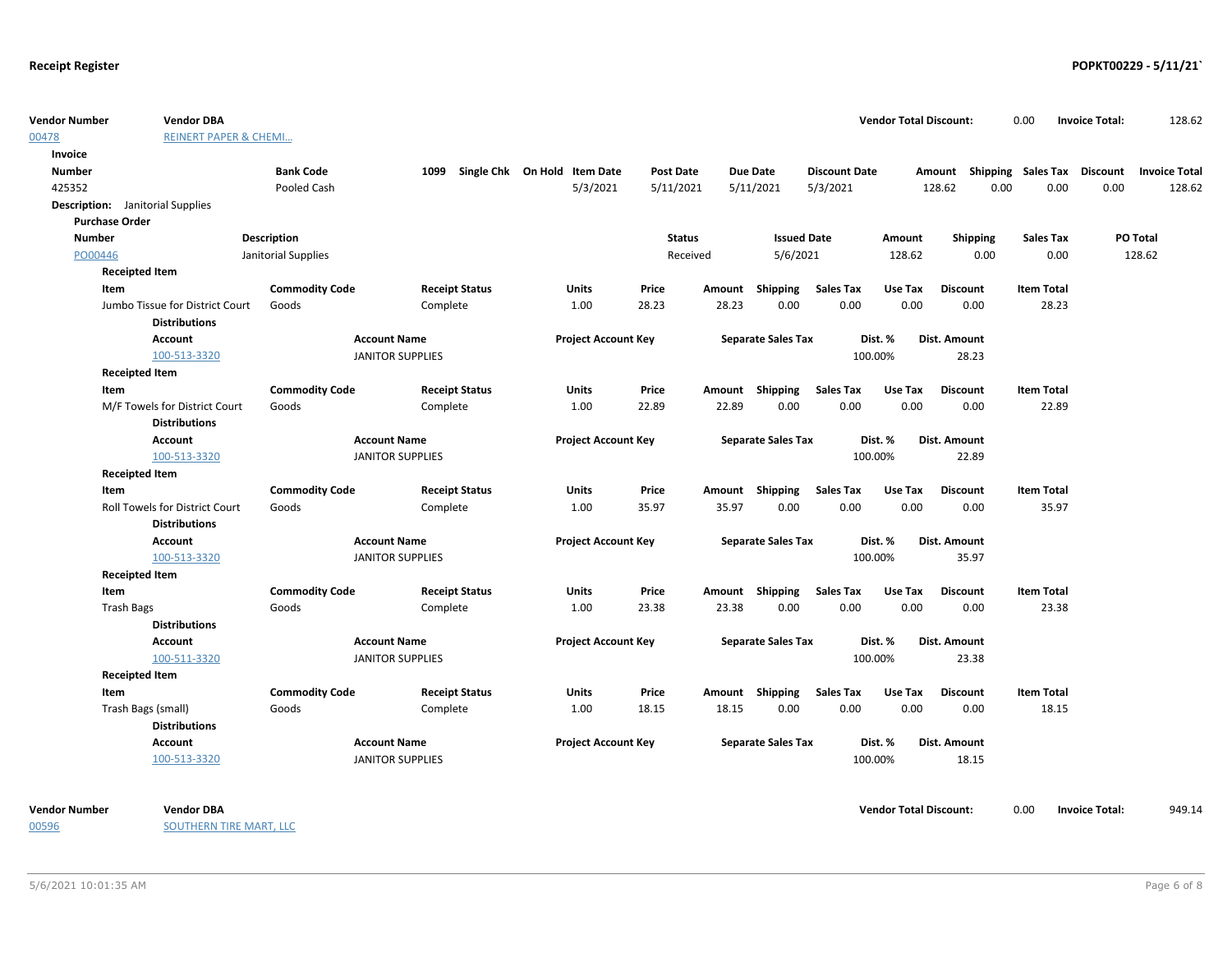# Receipt Register

**POPKT00229 - 5/11/21`**

| Vendor Number | Vendor DBA | Vendor Total Discount: | Invoice Total: |
|---|---|---|---|
| 00478 | REINERT PAPER & CHEMI... | 0.00 | 128.62 |

**Invoice**

| Number | Bank Code | 1099 | Single Chk | On Hold | Item Date | Post Date | Due Date | Discount Date | Amount | Shipping | Sales Tax | Discount | Invoice Total |
|---|---|---|---|---|---|---|---|---|---|---|---|---|---|
| 425352 | Pooled Cash | | | | 5/3/2021 | 5/11/2021 | 5/11/2021 | 5/3/2021 | 128.62 | 0.00 | 0.00 | 0.00 | 128.62 |

**Description:** Janitorial Supplies

**Purchase Order**

| Number | Description | Status | Issued Date | Amount | Shipping | Sales Tax | PO Total |
|---|---|---|---|---|---|---|---|
| PO00446 | Janitorial Supplies | Received | 5/6/2021 | 128.62 | 0.00 | 0.00 | 128.62 |

**Receipted Item**

| Item | Commodity Code | Receipt Status | Units | Price | Amount | Shipping | Sales Tax | Use Tax | Discount | Item Total |
|---|---|---|---|---|---|---|---|---|---|---|
| Jumbo Tissue for District Court | Goods | Complete | 1.00 | 28.23 | 28.23 | 0.00 | 0.00 | 0.00 | 0.00 | 28.23 |

**Distributions**

| Account | Account Name | Project Account Key | Separate Sales Tax | Dist. % | Dist. Amount |
|---|---|---|---|---|---|
| 100-513-3320 | JANITOR SUPPLIES | | | 100.00% | 28.23 |

**Receipted Item**

| Item | Commodity Code | Receipt Status | Units | Price | Amount | Shipping | Sales Tax | Use Tax | Discount | Item Total |
|---|---|---|---|---|---|---|---|---|---|---|
| M/F Towels for District Court | Goods | Complete | 1.00 | 22.89 | 22.89 | 0.00 | 0.00 | 0.00 | 0.00 | 22.89 |

**Distributions**

| Account | Account Name | Project Account Key | Separate Sales Tax | Dist. % | Dist. Amount |
|---|---|---|---|---|---|
| 100-513-3320 | JANITOR SUPPLIES | | | 100.00% | 22.89 |

**Receipted Item**

| Item | Commodity Code | Receipt Status | Units | Price | Amount | Shipping | Sales Tax | Use Tax | Discount | Item Total |
|---|---|---|---|---|---|---|---|---|---|---|
| Roll Towels for District Court | Goods | Complete | 1.00 | 35.97 | 35.97 | 0.00 | 0.00 | 0.00 | 0.00 | 35.97 |

**Distributions**

| Account | Account Name | Project Account Key | Separate Sales Tax | Dist. % | Dist. Amount |
|---|---|---|---|---|---|
| 100-513-3320 | JANITOR SUPPLIES | | | 100.00% | 35.97 |

**Receipted Item**

| Item | Commodity Code | Receipt Status | Units | Price | Amount | Shipping | Sales Tax | Use Tax | Discount | Item Total |
|---|---|---|---|---|---|---|---|---|---|---|
| Trash Bags | Goods | Complete | 1.00 | 23.38 | 23.38 | 0.00 | 0.00 | 0.00 | 0.00 | 23.38 |

**Distributions**

| Account | Account Name | Project Account Key | Separate Sales Tax | Dist. % | Dist. Amount |
|---|---|---|---|---|---|
| 100-511-3320 | JANITOR SUPPLIES | | | 100.00% | 23.38 |

**Receipted Item**

| Item | Commodity Code | Receipt Status | Units | Price | Amount | Shipping | Sales Tax | Use Tax | Discount | Item Total |
|---|---|---|---|---|---|---|---|---|---|---|
| Trash Bags (small) | Goods | Complete | 1.00 | 18.15 | 18.15 | 0.00 | 0.00 | 0.00 | 0.00 | 18.15 |

**Distributions**

| Account | Account Name | Project Account Key | Separate Sales Tax | Dist. % | Dist. Amount |
|---|---|---|---|---|---|
| 100-513-3320 | JANITOR SUPPLIES | | | 100.00% | 18.15 |

| Vendor Number | Vendor DBA | Vendor Total Discount: | Invoice Total: |
|---|---|---|---|
| 00596 | SOUTHERN TIRE MART, LLC | 0.00 | 949.14 |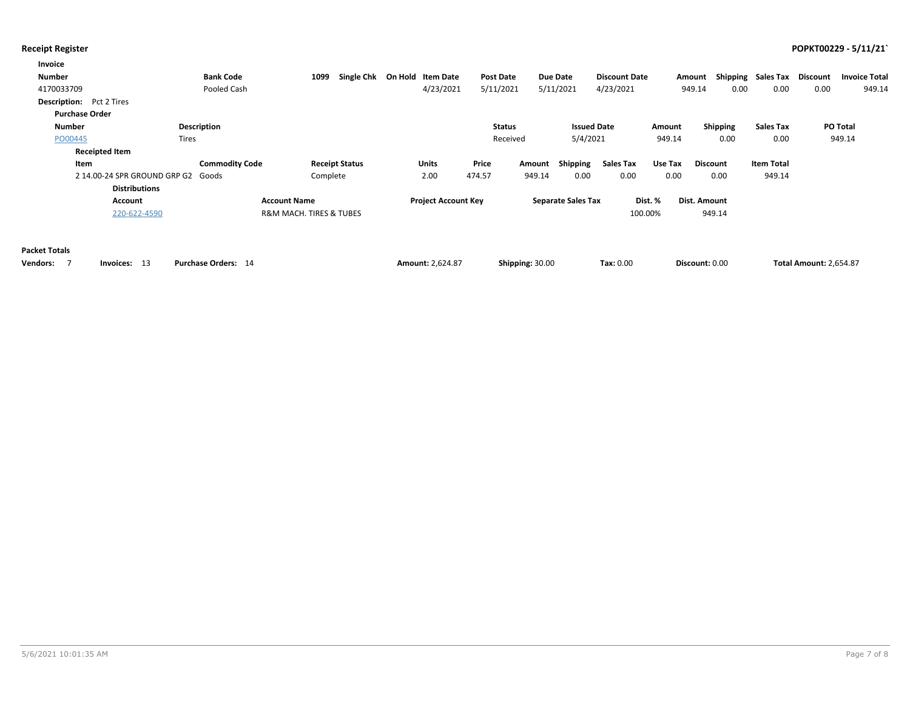## Receipt Register

**POPKT00229 - 5/11/21`**

| Invoice Number | Bank Code | 1099 | Single Chk | On Hold | Item Date | Post Date | Due Date | Discount Date | Amount | Shipping | Sales Tax | Discount | Invoice Total |
|---|---|---|---|---|---|---|---|---|---|---|---|---|---|
| 4170033709 | Pooled Cash | | | | 4/23/2021 | 5/11/2021 | 5/11/2021 | 4/23/2021 | 949.14 | 0.00 | 0.00 | 0.00 | 949.14 |

**Description:** Pct 2 Tires

**Purchase Order**

| Number | Description | Status | Issued Date | Amount | Shipping | Sales Tax | PO Total |
|---|---|---|---|---|---|---|---|
| PO00445 | Tires | Received | 5/4/2021 | 949.14 | 0.00 | 0.00 | 949.14 |

**Receipted Item**

| Item | Commodity Code | Receipt Status | Units | Price | Amount | Shipping | Sales Tax | Use Tax | Discount | Item Total |
|---|---|---|---|---|---|---|---|---|---|---|
| 2 14.00-24 SPR GROUND GRP G2 | Goods | Complete | 2.00 | 474.57 | 949.14 | 0.00 | 0.00 | 0.00 | 0.00 | 949.14 |

**Distributions**

| Account | Account Name | Project Account Key | Separate Sales Tax | Dist. % | Dist. Amount |
|---|---|---|---|---|---|
| 220-622-4590 | R&M MACH. TIRES & TUBES | | | 100.00% | 949.14 |

**Packet Totals**

**Vendors:** 7 **Invoices:** 13 **Purchase Orders:** 14 **Amount:** 2,624.87 **Shipping:** 30.00 **Tax:** 0.00 **Discount:** 0.00 **Total Amount:** 2,654.87

5/6/2021 10:01:35 AM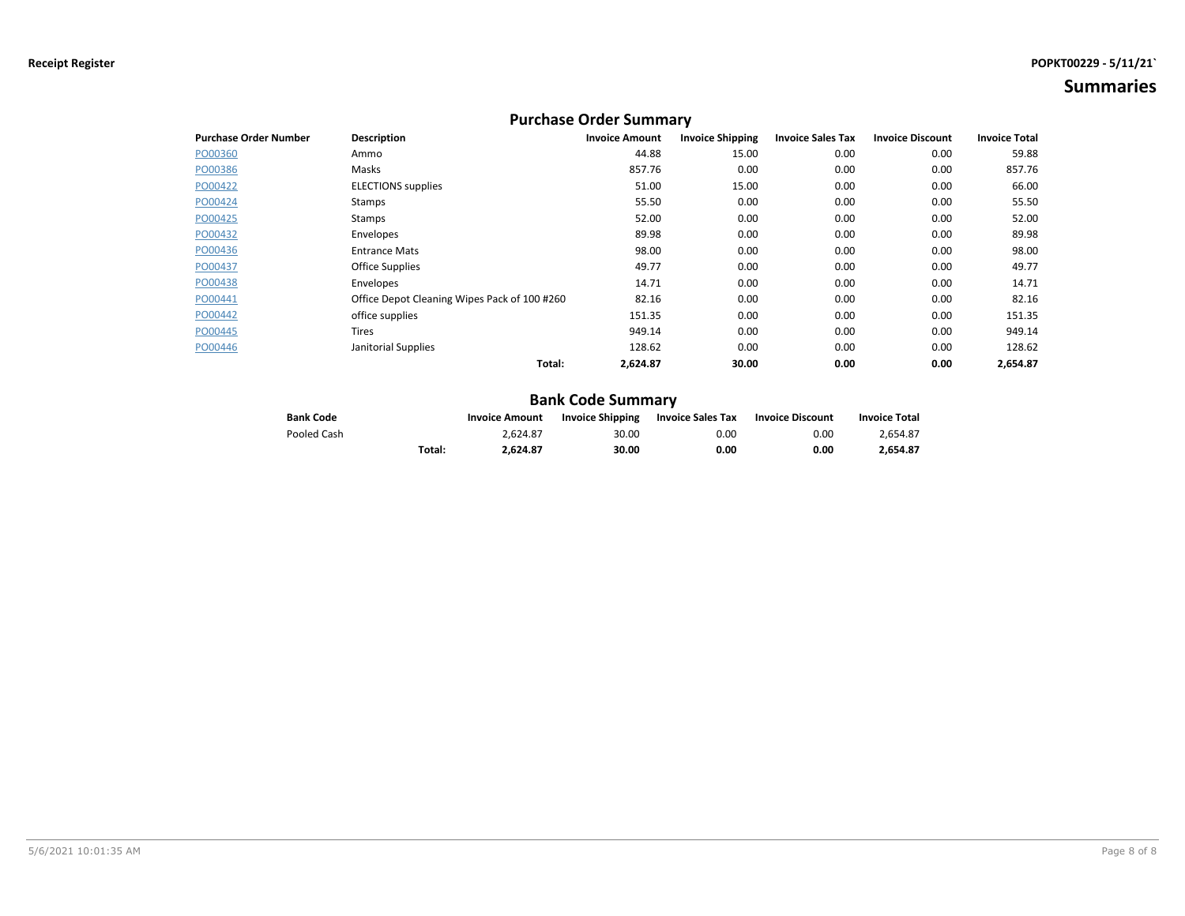## Summaries

### Purchase Order Summary

| Purchase Order Number | Description | Invoice Amount | Invoice Shipping | Invoice Sales Tax | Invoice Discount | Invoice Total |
|---|---|---|---|---|---|---|
| PO00360 | Ammo | 44.88 | 15.00 | 0.00 | 0.00 | 59.88 |
| PO00386 | Masks | 857.76 | 0.00 | 0.00 | 0.00 | 857.76 |
| PO00422 | ELECTIONS supplies | 51.00 | 15.00 | 0.00 | 0.00 | 66.00 |
| PO00424 | Stamps | 55.50 | 0.00 | 0.00 | 0.00 | 55.50 |
| PO00425 | Stamps | 52.00 | 0.00 | 0.00 | 0.00 | 52.00 |
| PO00432 | Envelopes | 89.98 | 0.00 | 0.00 | 0.00 | 89.98 |
| PO00436 | Entrance Mats | 98.00 | 0.00 | 0.00 | 0.00 | 98.00 |
| PO00437 | Office Supplies | 49.77 | 0.00 | 0.00 | 0.00 | 49.77 |
| PO00438 | Envelopes | 14.71 | 0.00 | 0.00 | 0.00 | 14.71 |
| PO00441 | Office Depot Cleaning Wipes Pack of 100 #260 | 82.16 | 0.00 | 0.00 | 0.00 | 82.16 |
| PO00442 | office supplies | 151.35 | 0.00 | 0.00 | 0.00 | 151.35 |
| PO00445 | Tires | 949.14 | 0.00 | 0.00 | 0.00 | 949.14 |
| PO00446 | Janitorial Supplies | 128.62 | 0.00 | 0.00 | 0.00 | 128.62 |
| | **Total:** | **2,624.87** | **30.00** | **0.00** | **0.00** | **2,654.87** |

### Bank Code Summary

| Bank Code | | Invoice Amount | Invoice Shipping | Invoice Sales Tax | Invoice Discount | Invoice Total |
|---|---|---|---|---|---|---|
| Pooled Cash | | 2,624.87 | 30.00 | 0.00 | 0.00 | 2,654.87 |
| | **Total:** | **2,624.87** | **30.00** | **0.00** | **0.00** | **2,654.87** |